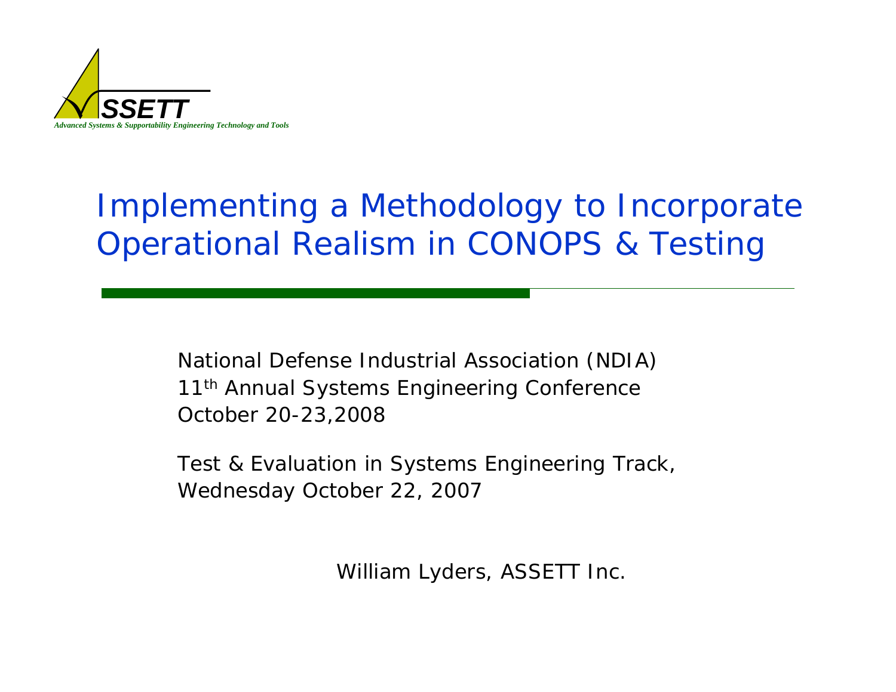ASSETT

*Advanced Systems & Supportability Engineering Technology and Tools*

# Implementing a Methodology to Incorporate Operational Realism in CONOPS & Testing

National Defense Industrial Association (NDIA)
11th Annual Systems Engineering Conference
October 20-23,2008

Test & Evaluation in Systems Engineering Track,
Wednesday October 22, 2007

William Lyders, ASSETT Inc.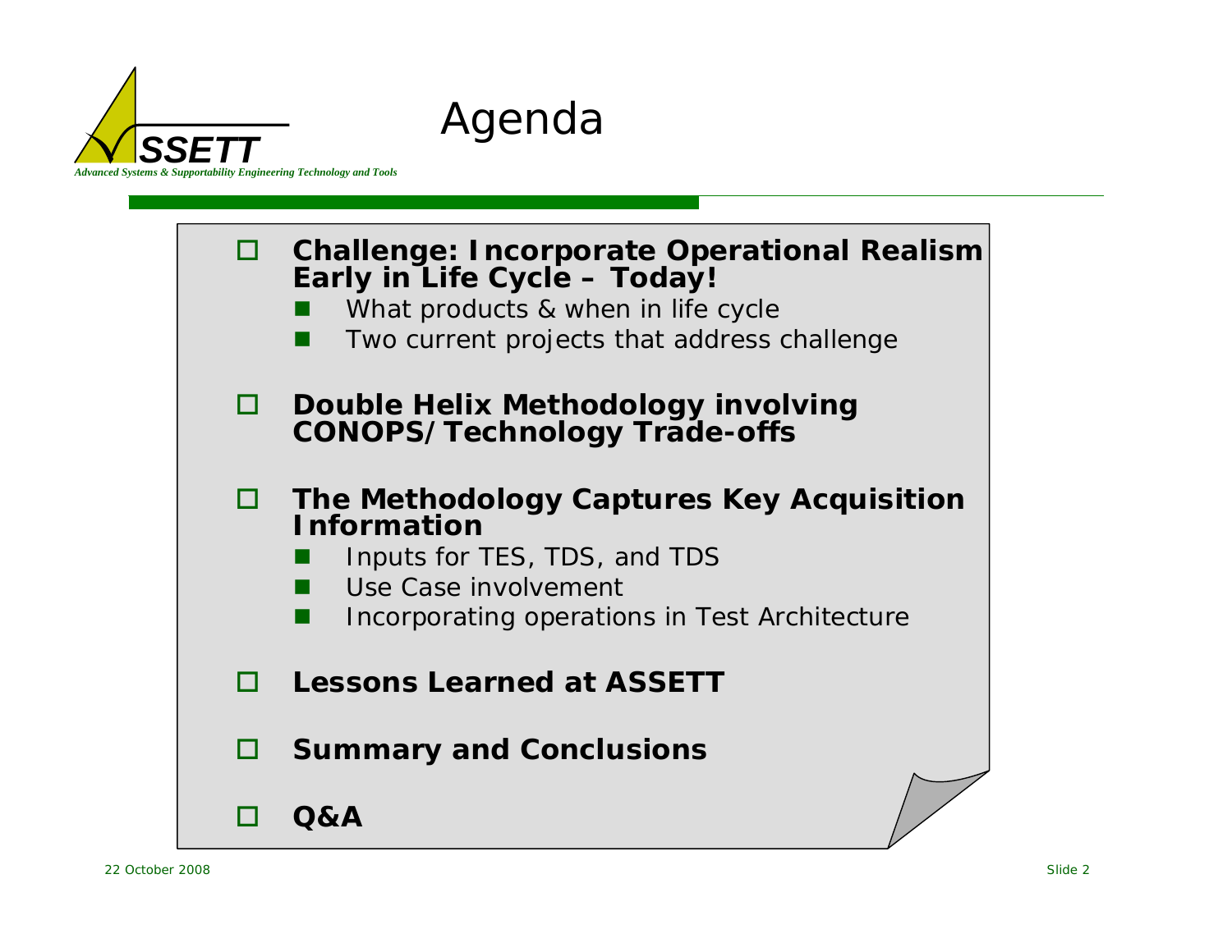# Agenda

- **Challenge: Incorporate Operational Realism Early in Life Cycle – Today!**
  - What products & when in life cycle
  - Two current projects that address challenge
- **Double Helix Methodology involving CONOPS/Technology Trade-offs**
- **The Methodology Captures Key Acquisition Information**
  - Inputs for TES, TDS, and TDS
  - Use Case involvement
  - Incorporating operations in Test Architecture
- **Lessons Learned at ASSETT**
- **Summary and Conclusions**
- **Q&A**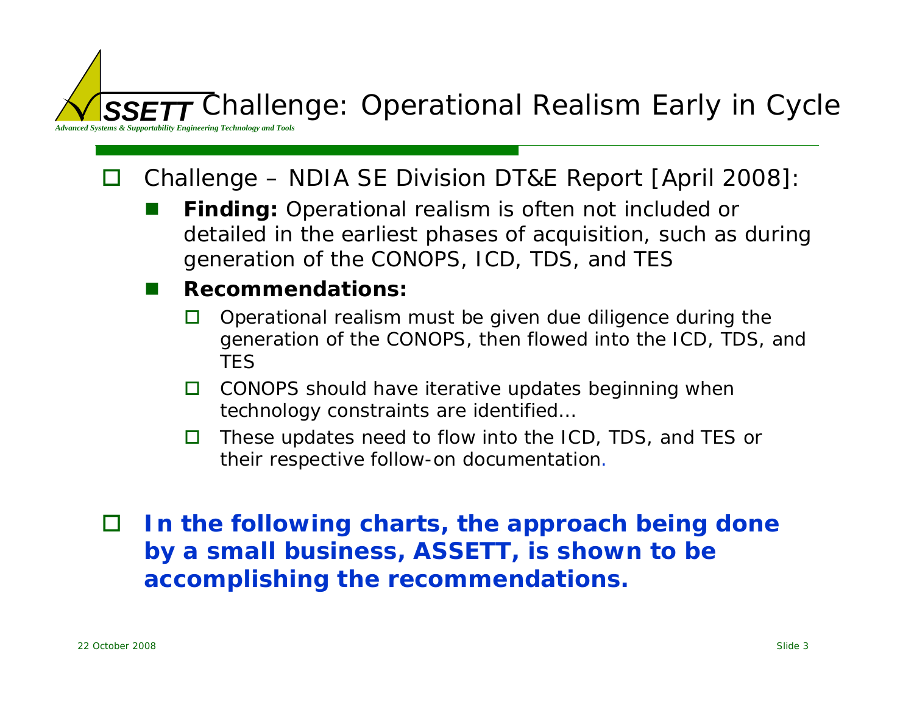# ASSETT Challenge: Operational Realism Early in Cycle

*Advanced Systems & Supportability Engineering Technology and Tools*

- Challenge – NDIA SE Division DT&E Report [April 2008]:
  - **Finding:** Operational realism is often not included or detailed in the earliest phases of acquisition, such as during generation of the CONOPS, ICD, TDS, and TES
  - **Recommendations:**
    - Operational realism must be given due diligence during the generation of the CONOPS, then flowed into the ICD, TDS, and TES
    - CONOPS should have iterative updates beginning when technology constraints are identified…
    - These updates need to flow into the ICD, TDS, and TES or their respective follow-on documentation.

- **In the following charts, the approach being done by a small business, ASSETT, is shown to be accomplishing the recommendations.**

22 October 2008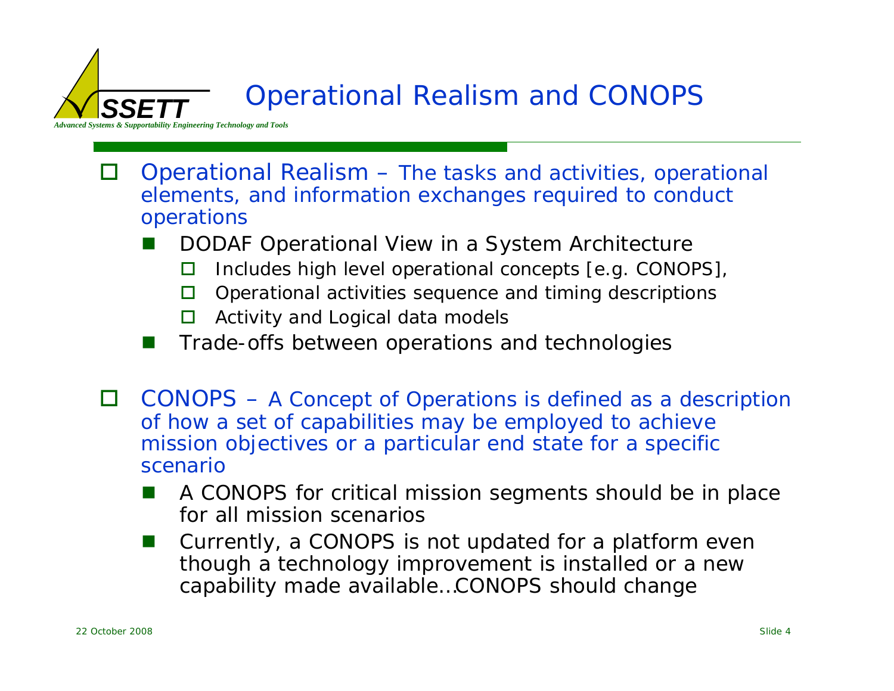# Operational Realism and CONOPS

- Operational Realism – The tasks and activities, operational elements, and information exchanges required to conduct operations
  - DODAF Operational View in a System Architecture
    - Includes high level operational concepts [e.g. CONOPS],
    - Operational activities sequence and timing descriptions
    - Activity and Logical data models
  - Trade-offs between operations and technologies
- CONOPS – A Concept of Operations is defined as a description of how a set of capabilities may be employed to achieve mission objectives or a particular end state for a specific scenario
  - A CONOPS for critical mission segments should be in place for all mission scenarios
  - Currently, a CONOPS is not updated for a platform even though a technology improvement is installed or a new capability made available…CONOPS should change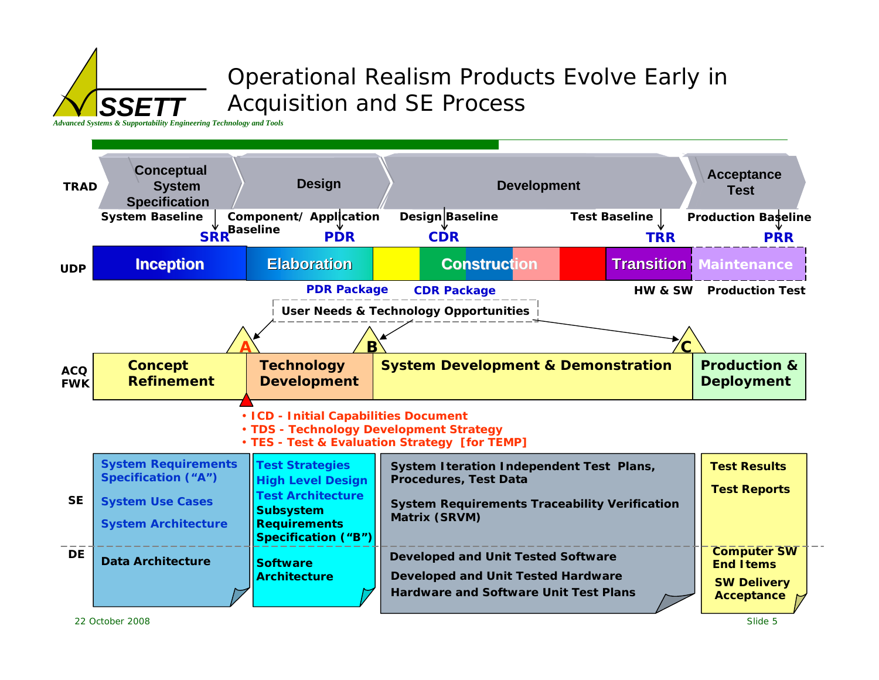# Operational Realism Products Evolve Early in Acquisition and SE Process

SSETT — *Advanced Systems & Supportability Engineering Technology and Tools*

**TRAD**

| Conceptual System Specification | Design | Development | Acceptance Test |
|---|---|---|---|

System Baseline — **SRR** | Component/ Application Baseline — **PDR** | Design Baseline — **CDR** | Test Baseline — **TRR** | Production Baseline — **PRR**

**UDP**

| Inception | Elaboration | Construction | Transition | Maintenance |
|---|---|---|---|---|

PDR Package | CDR Package | HW & SW | Production Test

User Needs & Technology Opportunities → A, B, C

**ACQ FWK**

| Concept Refinement | Technology Development | System Development & Demonstration | Production & Deployment |
|---|---|---|---|

- ICD - Initial Capabilities Document
- TDS - Technology Development Strategy
- TES - Test & Evaluation Strategy [for TEMP]

| | Concept Refinement | Technology Development | System Development & Demonstration | Production & Deployment |
|---|---|---|---|---|
| **SE** | System Requirements Specification ("A")<br>System Use Cases<br>System Architecture | Test Strategies<br>High Level Design<br>Test Architecture<br>Subsystem Requirements Specification ("B") | System Iteration Independent Test Plans, Procedures, Test Data<br>System Requirements Traceability Verification Matrix (SRVM) | Test Results<br>Test Reports |
| **DE** | Data Architecture | Software Architecture | Developed and Unit Tested Software<br>Developed and Unit Tested Hardware<br>Hardware and Software Unit Test Plans | Computer SW End Items<br>SW Delivery Acceptance |

22 October 2008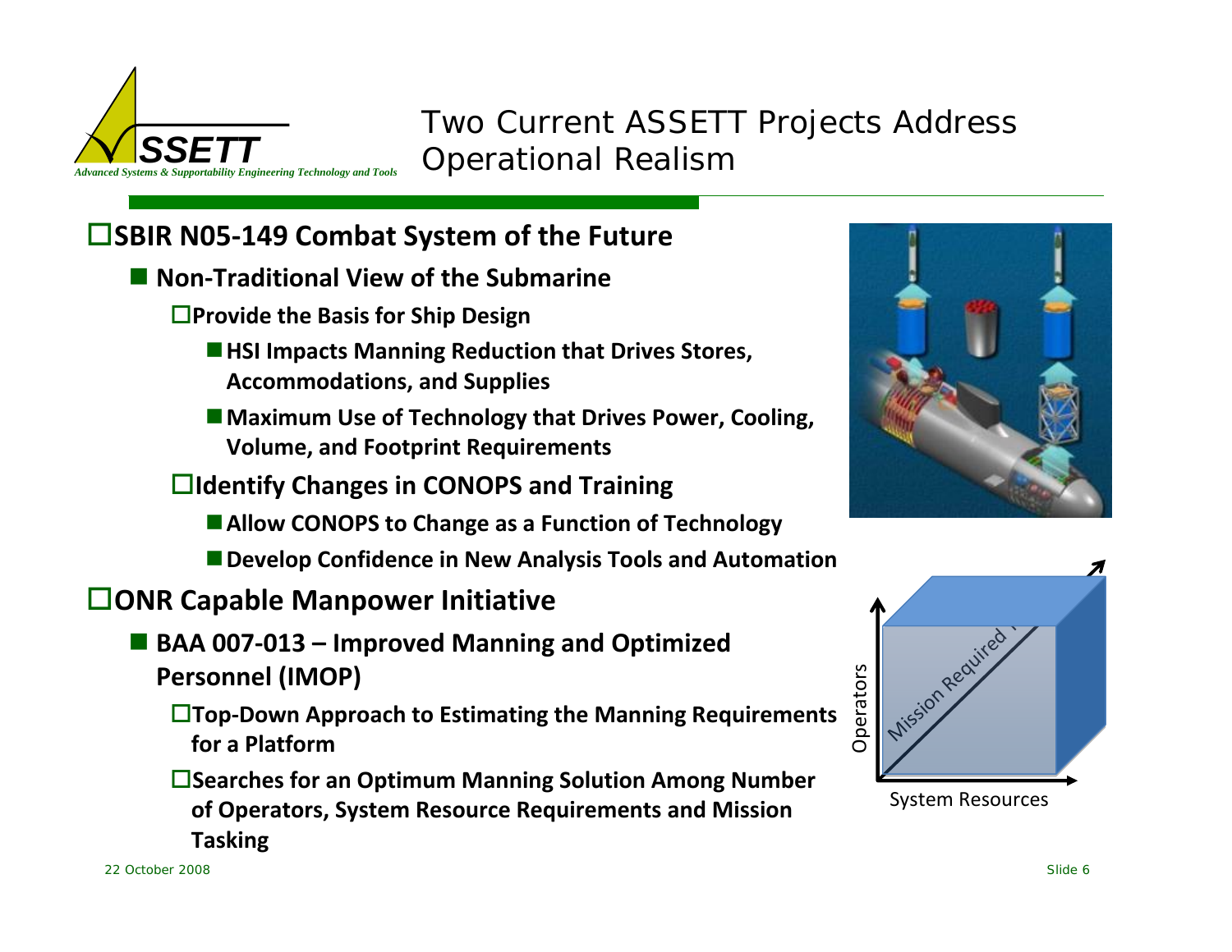# Two Current ASSETT Projects Address Operational Realism

- **SBIR N05-149 Combat System of the Future**
  - **Non-Traditional View of the Submarine**
    - **Provide the Basis for Ship Design**
      - **HSI Impacts Manning Reduction that Drives Stores, Accommodations, and Supplies**
      - **Maximum Use of Technology that Drives Power, Cooling, Volume, and Footprint Requirements**
    - **Identify Changes in CONOPS and Training**
      - **Allow CONOPS to Change as a Function of Technology**
      - **Develop Confidence in New Analysis Tools and Automation**
- **ONR Capable Manpower Initiative**
  - **BAA 007-013 – Improved Manning and Optimized Personnel (IMOP)**
    - **Top-Down Approach to Estimating the Manning Requirements for a Platform**
    - **Searches for an Optimum Manning Solution Among Number of Operators, System Resource Requirements and Mission Tasking**

Operators

Mission Required

System Resources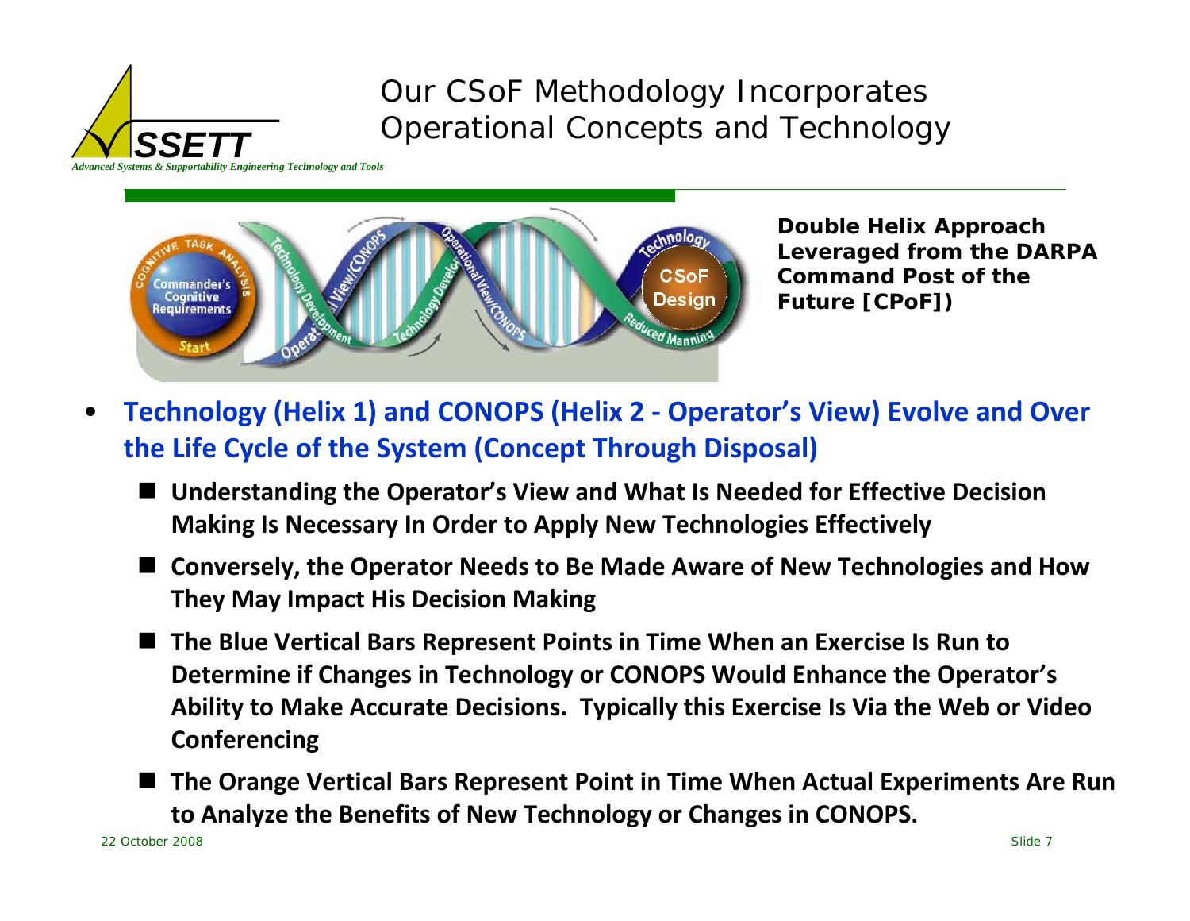# Our CSoF Methodology Incorporates Operational Concepts and Technology

**Double Helix Approach Leveraged from the DARPA Command Post of the Future [CPoF])**

- **Technology (Helix 1) and CONOPS (Helix 2 - Operator's View) Evolve and Over the Life Cycle of the System (Concept Through Disposal)**
  - **Understanding the Operator's View and What Is Needed for Effective Decision Making Is Necessary In Order to Apply New Technologies Effectively**
  - **Conversely, the Operator Needs to Be Made Aware of New Technologies and How They May Impact His Decision Making**
  - **The Blue Vertical Bars Represent Points in Time When an Exercise Is Run to Determine if Changes in Technology or CONOPS Would Enhance the Operator's Ability to Make Accurate Decisions. Typically this Exercise Is Via the Web or Video Conferencing**
  - **The Orange Vertical Bars Represent Point in Time When Actual Experiments Are Run to Analyze the Benefits of New Technology or Changes in CONOPS.**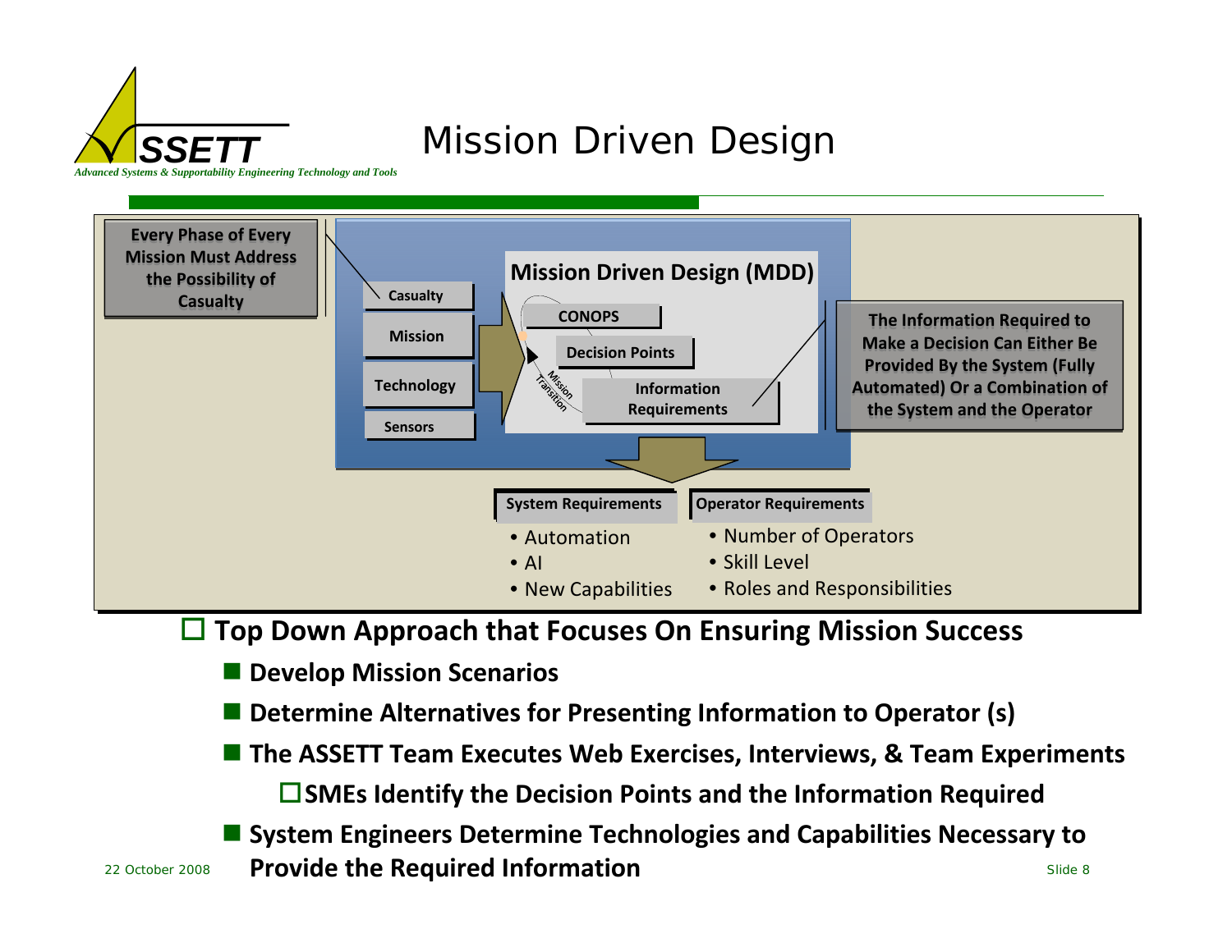# Mission Driven Design

Every Phase of Every Mission Must Address the Possibility of Casualty

Casualty

Mission

Technology

Sensors

**Mission Driven Design (MDD)**

CONOPS

Decision Points

Information Requirements

Mission Transition

The Information Required to Make a Decision Can Either Be Provided By the System (Fully Automated) Or a Combination of the System and the Operator

**System Requirements**

- Automation
- AI
- New Capabilities

**Operator Requirements**

- Number of Operators
- Skill Level
- Roles and Responsibilities

- **Top Down Approach that Focuses On Ensuring Mission Success**
  - **Develop Mission Scenarios**
  - **Determine Alternatives for Presenting Information to Operator (s)**
  - **The ASSETT Team Executes Web Exercises, Interviews, & Team Experiments**
    - **SMEs Identify the Decision Points and the Information Required**
  - **System Engineers Determine Technologies and Capabilities Necessary to Provide the Required Information**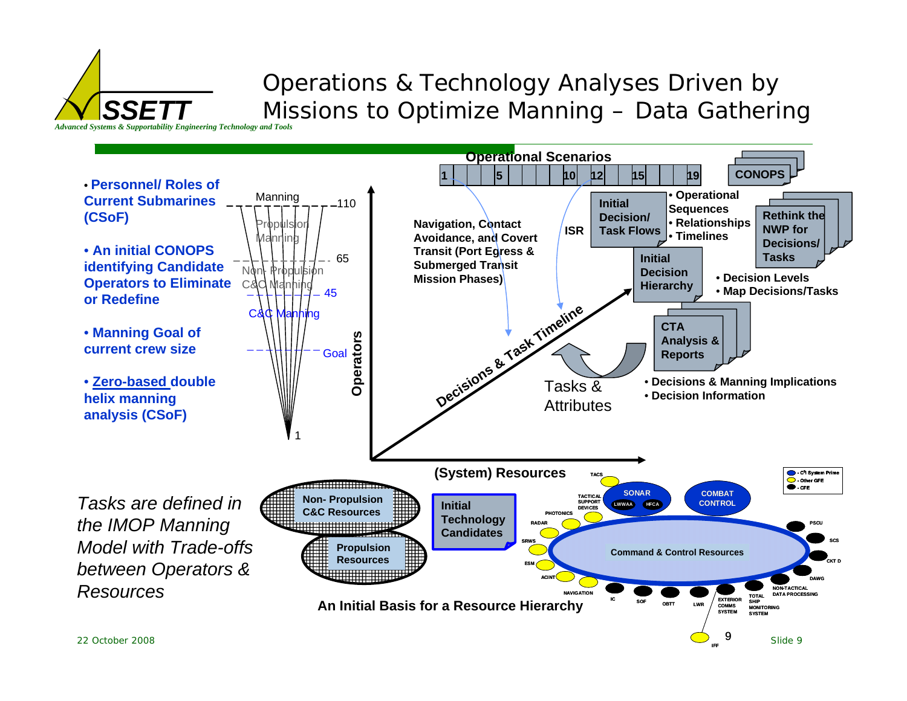# Operations & Technology Analyses Driven by Missions to Optimize Manning – Data Gathering

- **Personnel/ Roles of Current Submarines (CSoF)**
- **An initial CONOPS identifying Candidate Operators to Eliminate or Redefine**
- **Manning Goal of current crew size**
- **Zero-based double helix manning analysis (CSoF)**

Manning — 110
Propulsion Manning
65
Non- Propulsion C&C Manning
45
C&C Manning
Goal
1

**Operators**

**Operational Scenarios**

1 | 5 | 10 | 12 | 15 | 19

**CONOPS**

**Navigation, Contact Avoidance, and Covert Transit (Port Egress & Submerged Transit Mission Phases)**

**ISR**

**Initial Decision/ Task Flows**

- **Operational Sequences**
- **Relationships**
- **Timelines**

**Rethink the NWP for Decisions/ Tasks**

**Initial Decision Hierarchy**

- **Decision Levels**
- **Map Decisions/Tasks**

**Decisions & Task Timeline**

**CTA Analysis & Reports**

Tasks & Attributes

- **Decisions & Manning Implications**
- **Decision Information**

**(System) Resources**

*Tasks are defined in the IMOP Manning Model with Trade-offs between Operators & Resources*

**Non- Propulsion C&C Resources**

**Propulsion Resources**

**Initial Technology Candidates**

**Command & Control Resources**

SONAR (LWWAA, HFCA), COMBAT CONTROL, TACS, TACTICAL SUPPORT DEVICES, PHOTONICS, RADAR, SRWS, ESM, ACINT, NAVIGATION, IC, SOF, OBTT, LWR, EXTERIOR COMMS SYSTEM, TOTAL SHIP MONITORING SYSTEM, NON-TACTICAL DATA PROCESSING, DAWG, CKT D, SCS, PSCU, IFF

Legend: C³I System Prime; Other GFE; CFE

**An Initial Basis for a Resource Hierarchy**

22 October 2008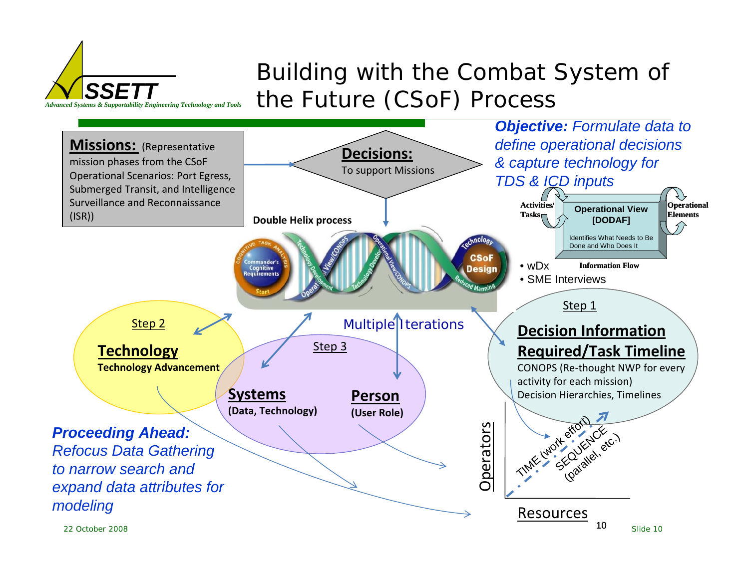# Building with the Combat System of the Future (CSoF) Process

**Missions:** (Representative mission phases from the CSoF Operational Scenarios: Port Egress, Submerged Transit, and Intelligence Surveillance and Reconnaissance (ISR))

**Decisions:**
To support Missions

***Objective:*** *Formulate data to define operational decisions & capture technology for TDS & ICD inputs*

**Double Helix process**

Commander's Cognitive Requirements — Cognitive Task Analysis — Start

Technology Development — Operational View/CONOPS — Technology Development — Operational View/CONOPS

CSoF Design — Technology — Reduced Manning

Activities/Tasks — **Operational View [DODAF]** — Operational Elements

Identifies What Needs to Be Done and Who Does It

**Information Flow**

- wDx
- SME Interviews

Multiple Iterations

Step 2

**Technology**
**Technology Advancement**

Step 3

**Systems**
**(Data, Technology)**

**Person**
**(User Role)**

Step 1

**Decision Information Required/Task Timeline**

CONOPS (Re-thought NWP for every activity for each mission)
Decision Hierarchies, Timelines

Operators

TIME (work effort)
SEQUENCE (parallel, etc.)

Resources

***Proceeding Ahead:***
*Refocus Data Gathering to narrow search and expand data attributes for modeling*

22 October 2008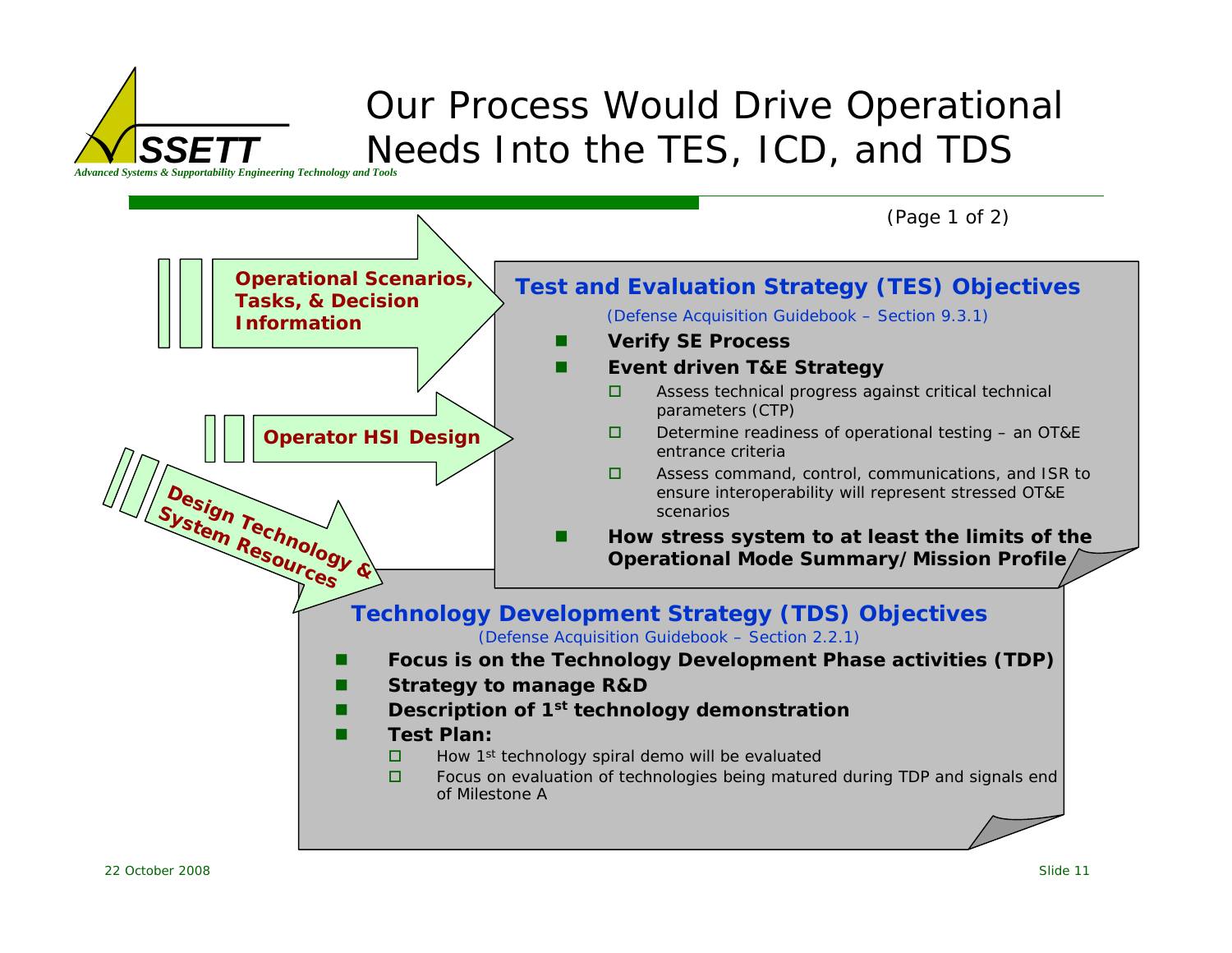# Our Process Would Drive Operational Needs Into the TES, ICD, and TDS

(Page 1 of 2)

**Operational Scenarios, Tasks, & Decision Information**

**Operator HSI Design**

**Design Technology & System Resources**

## Test and Evaluation Strategy (TES) Objectives

(Defense Acquisition Guidebook – Section 9.3.1)

- **Verify SE Process**
- **Event driven T&E Strategy**
  - Assess technical progress against critical technical parameters (CTP)
  - Determine readiness of operational testing – an OT&E entrance criteria
  - Assess command, control, communications, and ISR to ensure interoperability will represent stressed OT&E scenarios
- **How stress system to at least the limits of the Operational Mode Summary/Mission Profile**

## Technology Development Strategy (TDS) Objectives

(Defense Acquisition Guidebook – Section 2.2.1)

- **Focus is on the Technology Development Phase activities (TDP)**
- **Strategy to manage R&D**
- **Description of 1st technology demonstration**
- **Test Plan:**
  - How 1st technology spiral demo will be evaluated
  - Focus on evaluation of technologies being matured during TDP and signals end of Milestone A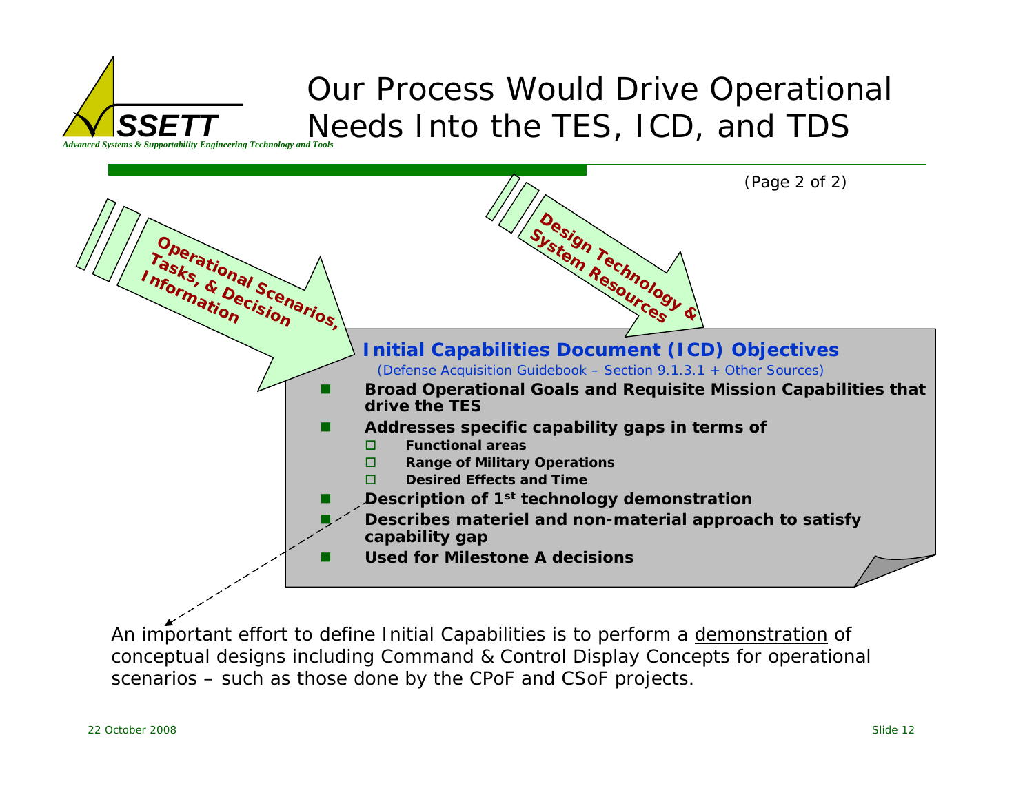# Our Process Would Drive Operational Needs Into the TES, ICD, and TDS

(Page 2 of 2)

**Operational Scenarios, Tasks, & Decision Information**

**Design Technology & System Resources**

### Initial Capabilities Document (ICD) Objectives

*(Defense Acquisition Guidebook – Section 9.1.3.1 + Other Sources)*

- **Broad Operational Goals and Requisite Mission Capabilities that drive the TES**
- **Addresses specific capability gaps in terms of**
  - **Functional areas**
  - **Range of Military Operations**
  - **Desired Effects and Time**
- **Description of 1st technology demonstration**
- **Describes materiel and non-material approach to satisfy capability gap**
- **Used for Milestone A decisions**

An important effort to define Initial Capabilities is to perform a <u>demonstration</u> of conceptual designs including Command & Control Display Concepts for operational scenarios – such as those done by the CPoF and CSoF projects.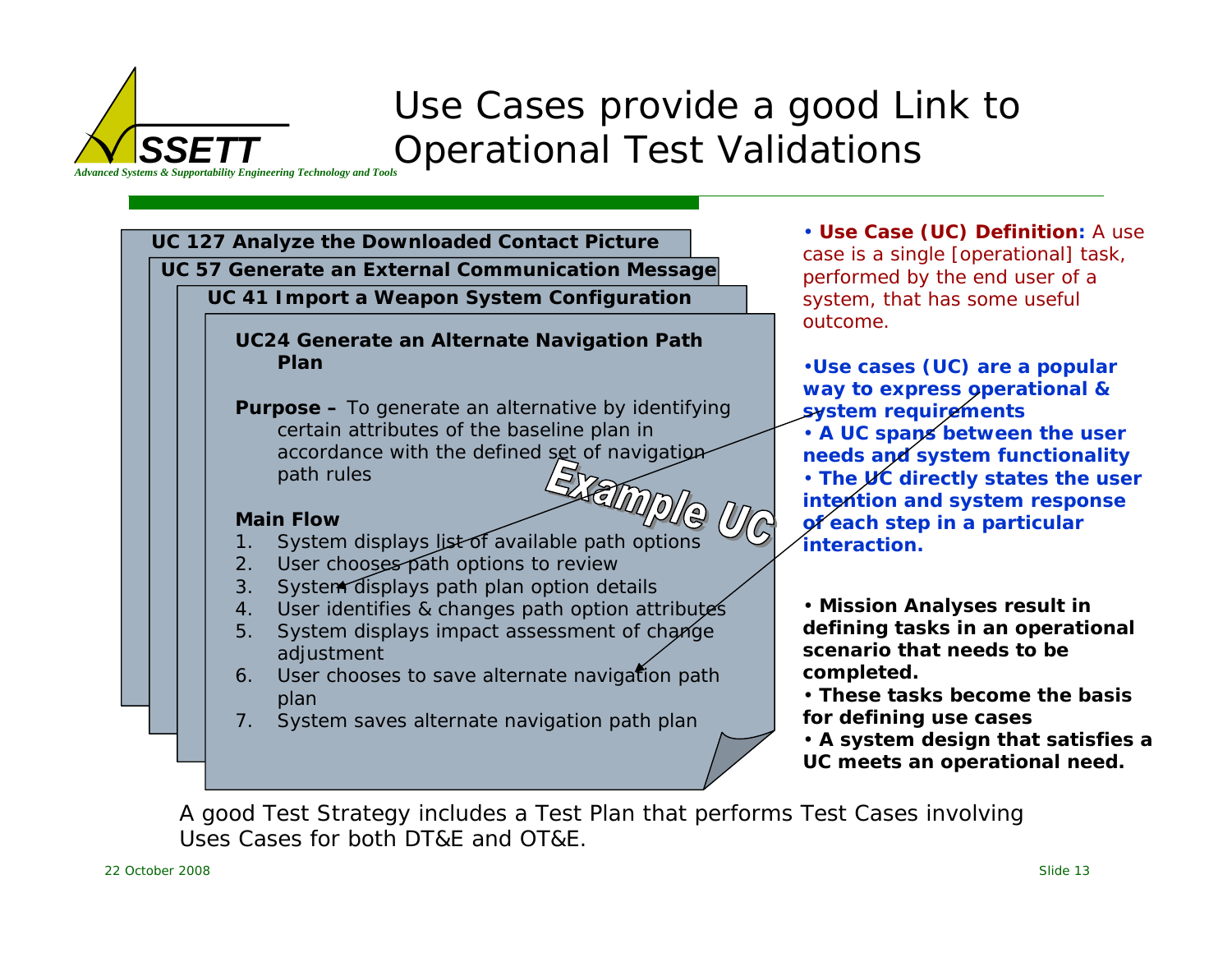# Use Cases provide a good Link to Operational Test Validations

SSETT — *Advanced Systems & Supportability Engineering Technology and Tools*

**UC 127 Analyze the Downloaded Contact Picture**

**UC 57 Generate an External Communication Message**

**UC 41 Import a Weapon System Configuration**

**UC24 Generate an Alternate Navigation Path Plan**

**Purpose –** To generate an alternative by identifying certain attributes of the baseline plan in accordance with the defined set of navigation path rules

**Main Flow**

1. System displays list of available path options
2. User chooses path options to review
3. System displays path plan option details
4. User identifies & changes path option attributes
5. System displays impact assessment of change adjustment
6. User chooses to save alternate navigation path plan
7. System saves alternate navigation path plan

*Example UC*

- **Use Case (UC) Definition:** A use case is a single [operational] task, performed by the end user of a system, that has some useful outcome.

- **Use cases (UC) are a popular way to express operational & system requirements**
- **A UC spans between the user needs and system functionality**
- **The UC directly states the user intention and system response of each step in a particular interaction.**

- **Mission Analyses result in defining tasks in an operational scenario that needs to be completed.**
- **These tasks become the basis for defining use cases**
- **A system design that satisfies a UC meets an operational need.**

A good Test Strategy includes a Test Plan that performs Test Cases involving Uses Cases for both DT&E and OT&E.

22 October 2008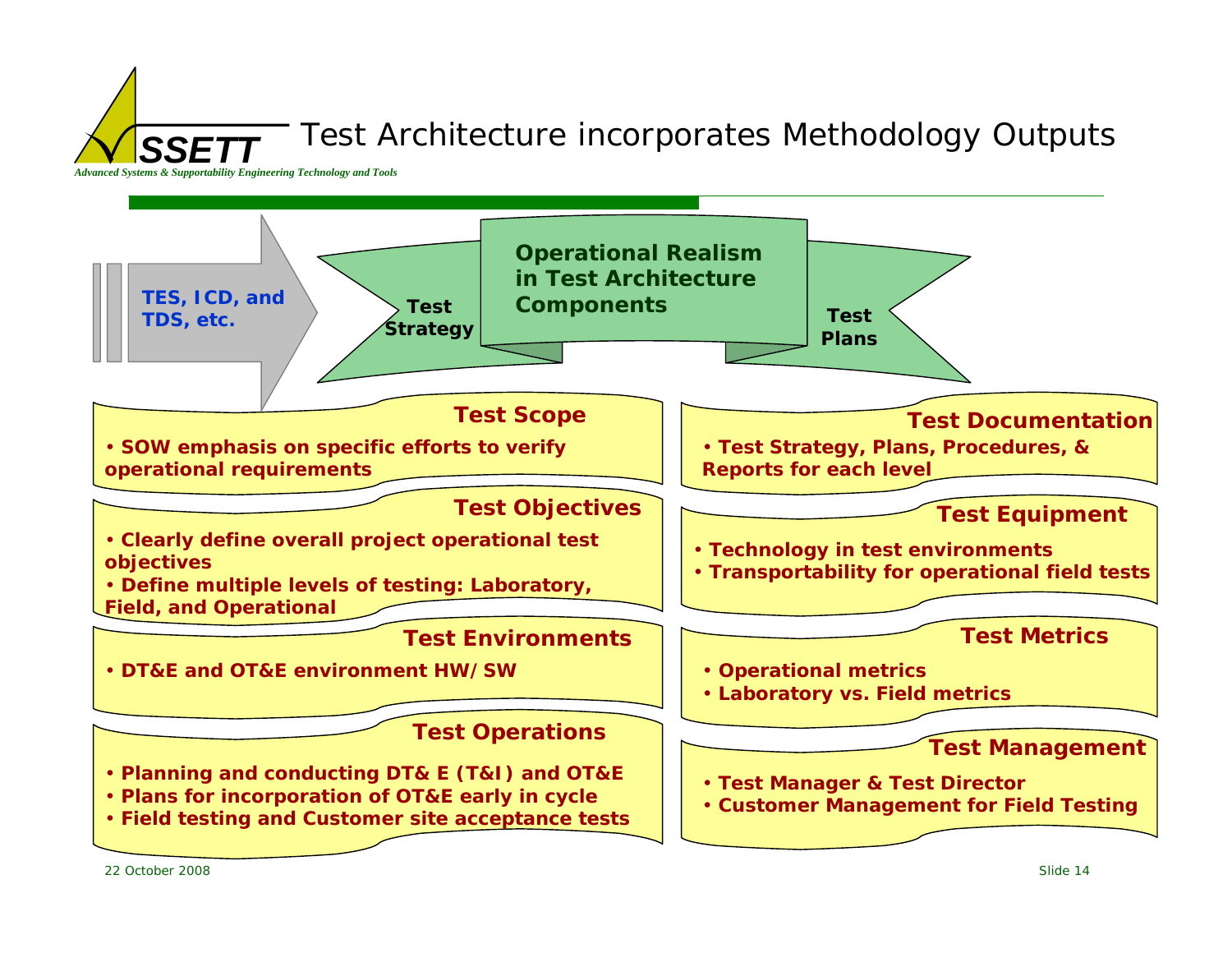# Test Architecture incorporates Methodology Outputs

TES, ICD, and TDS, etc.

**Operational Realism in Test Architecture Components**

Test Strategy

Test Plans

### Test Scope

- SOW emphasis on specific efforts to verify operational requirements

### Test Objectives

- Clearly define overall project operational test objectives
- Define multiple levels of testing: Laboratory, Field, and Operational

### Test Environments

- DT&E and OT&E environment HW/SW

### Test Operations

- Planning and conducting DT& E (T&I) and OT&E
- Plans for incorporation of OT&E early in cycle
- Field testing and Customer site acceptance tests

### Test Documentation

- Test Strategy, Plans, Procedures, & Reports for each level

### Test Equipment

- Technology in test environments
- Transportability for operational field tests

### Test Metrics

- Operational metrics
- Laboratory vs. Field metrics

### Test Management

- Test Manager & Test Director
- Customer Management for Field Testing

22 October 2008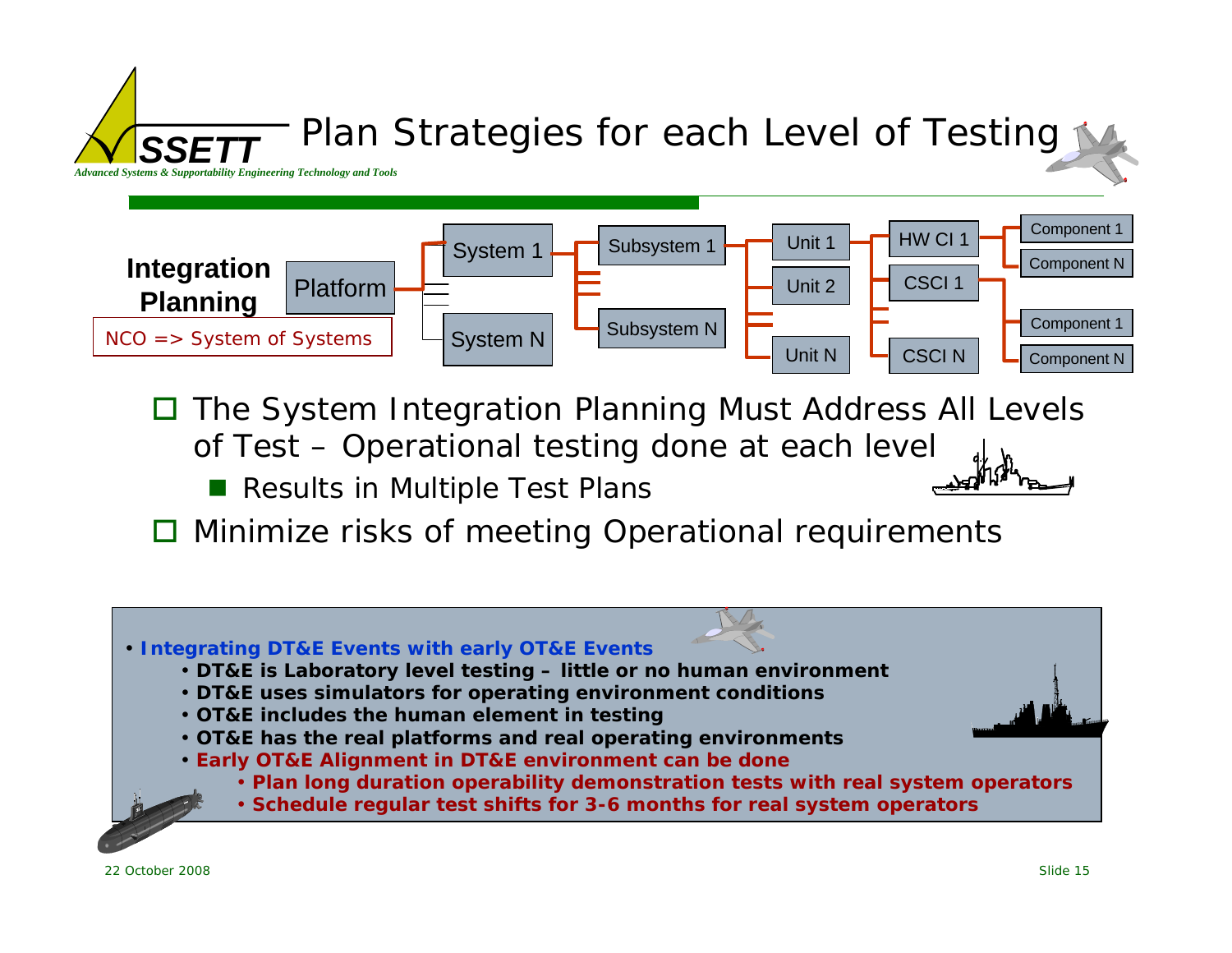# Plan Strategies for each Level of Testing

**Integration Planning**

NCO => System of Systems

Platform → System 1 … System N → Subsystem 1 … Subsystem N → Unit 1, Unit 2 … Unit N → HW CI 1, CSCI 1 … CSCI N → Component 1 … Component N, Component 1 … Component N

- The System Integration Planning Must Address All Levels of Test – Operational testing done at each level
  - Results in Multiple Test Plans
- Minimize risks of meeting Operational requirements

---

- **Integrating DT&E Events with early OT&E Events**
  - **DT&E is Laboratory level testing – little or no human environment**
  - **DT&E uses simulators for operating environment conditions**
  - **OT&E includes the human element in testing**
  - **OT&E has the real platforms and real operating environments**
  - **Early OT&E Alignment in DT&E environment can be done**
    - **Plan long duration operability demonstration tests with real system operators**
    - **Schedule regular test shifts for 3-6 months for real system operators**

22 October 2008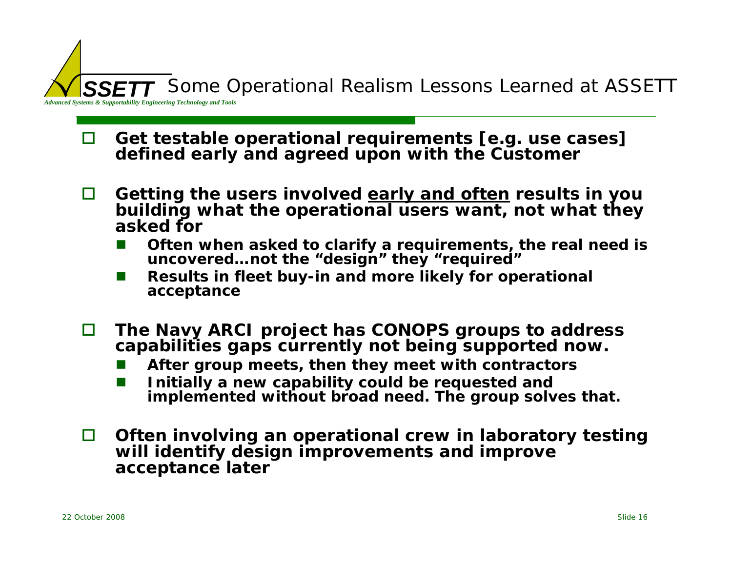# Some Operational Realism Lessons Learned at ASSETT

- **Get testable operational requirements [e.g. use cases] defined early and agreed upon with the Customer**
- **Getting the users involved <u>early and often</u> results in you building what the operational users want, not what they asked for**
  - **Often when asked to clarify a requirements, the real need is uncovered…not the "design" they "required"**
  - **Results in fleet buy-in and more likely for operational acceptance**
- **The Navy ARCI project has CONOPS groups to address capabilities gaps currently not being supported now.**
  - **After group meets, then they meet with contractors**
  - **Initially a new capability could be requested and implemented without broad need. The group solves that.**
- **Often involving an operational crew in laboratory testing will identify design improvements and improve acceptance later**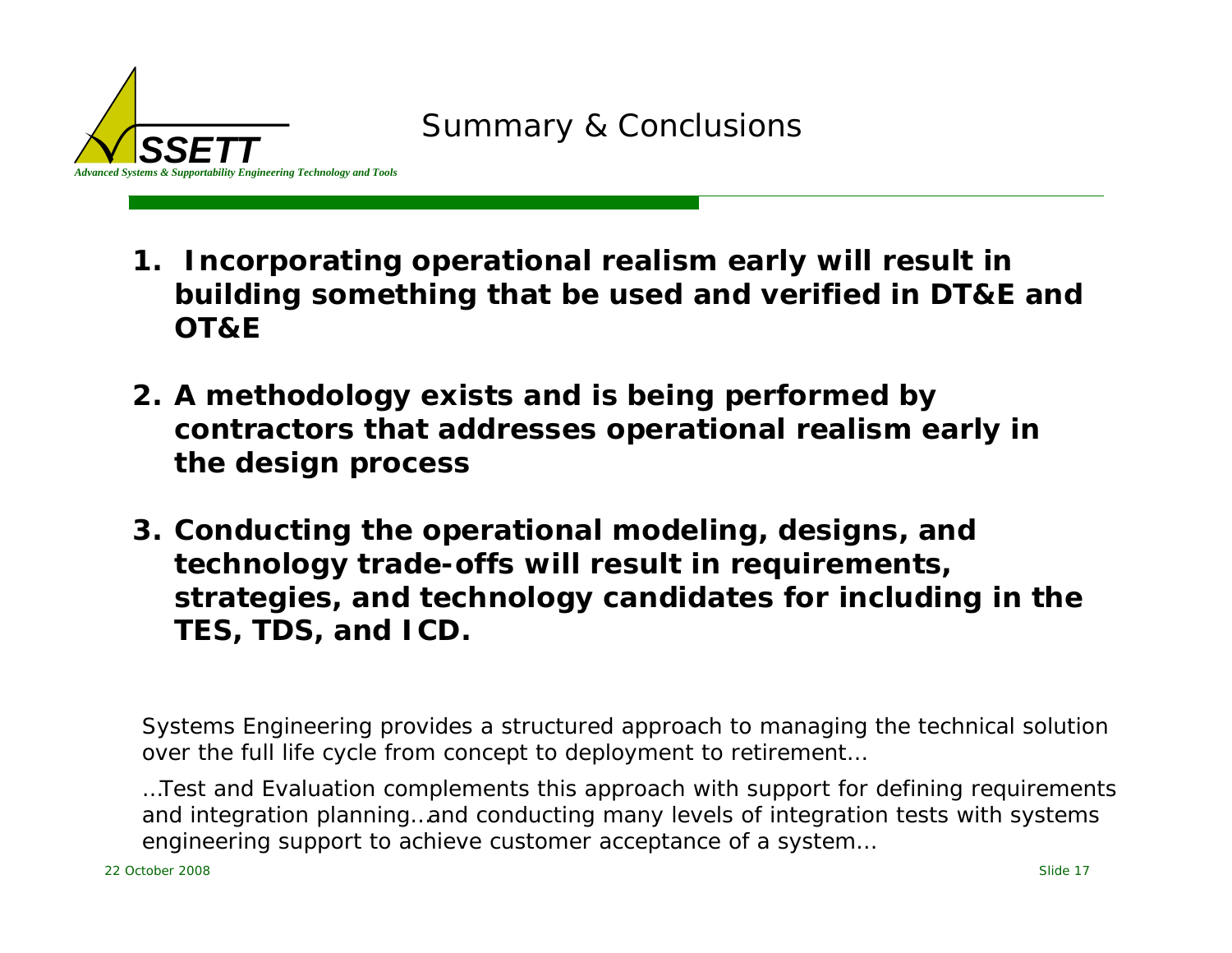# Summary & Conclusions

1. **Incorporating operational realism early will result in building something that be used and verified in DT&E and OT&E**

2. **A methodology exists and is being performed by contractors that addresses operational realism early in the design process**

3. **Conducting the operational modeling, designs, and technology trade-offs will result in requirements, strategies, and technology candidates for including in the TES, TDS, and ICD.**

Systems Engineering provides a structured approach to managing the technical solution over the full life cycle from concept to deployment to retirement…

…Test and Evaluation complements this approach with support for defining requirements and integration planning…and conducting many levels of integration tests with systems engineering support to achieve customer acceptance of a system…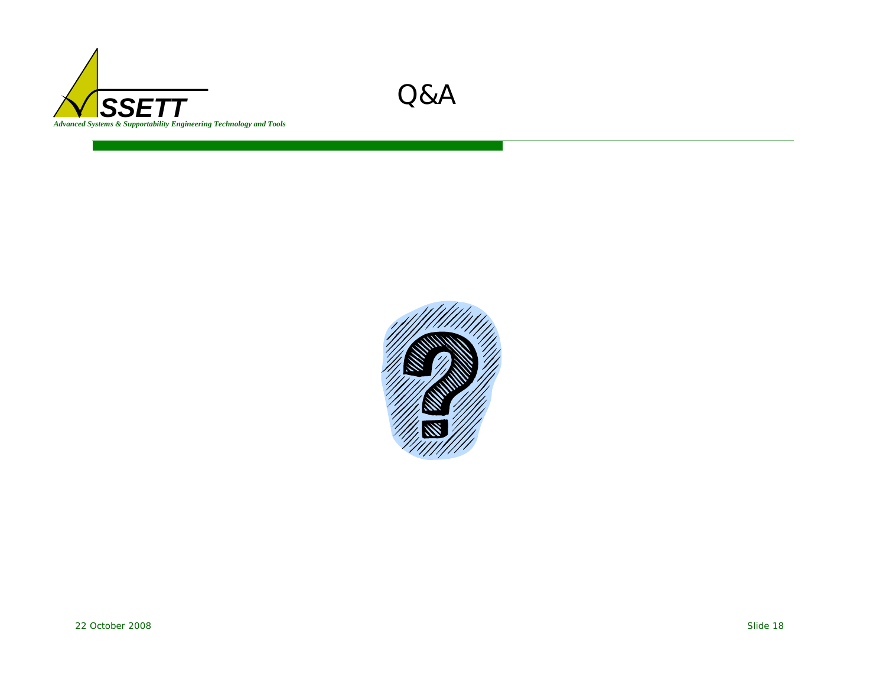# Q&A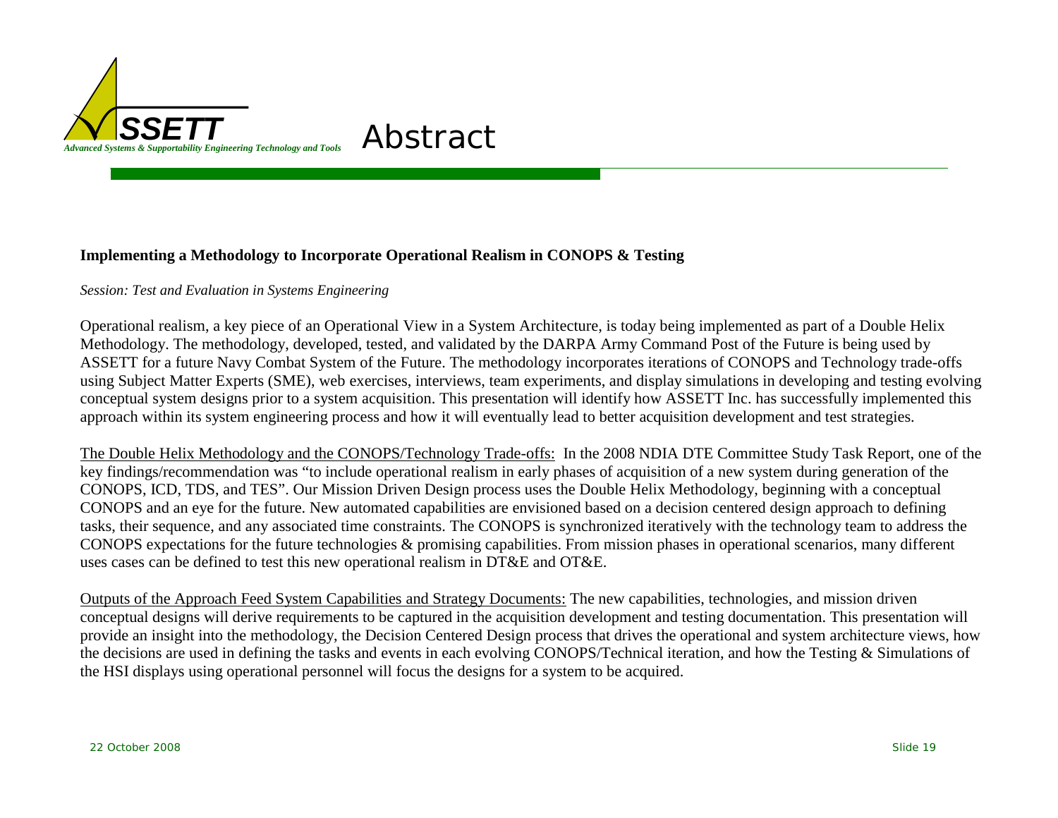# Abstract

**Implementing a Methodology to Incorporate Operational Realism in CONOPS & Testing**

*Session: Test and Evaluation in Systems Engineering*

Operational realism, a key piece of an Operational View in a System Architecture, is today being implemented as part of a Double Helix Methodology. The methodology, developed, tested, and validated by the DARPA Army Command Post of the Future is being used by ASSETT for a future Navy Combat System of the Future. The methodology incorporates iterations of CONOPS and Technology trade-offs using Subject Matter Experts (SME), web exercises, interviews, team experiments, and display simulations in developing and testing evolving conceptual system designs prior to a system acquisition. This presentation will identify how ASSETT Inc. has successfully implemented this approach within its system engineering process and how it will eventually lead to better acquisition development and test strategies.

<u>The Double Helix Methodology and the CONOPS/Technology Trade-offs:</u> In the 2008 NDIA DTE Committee Study Task Report, one of the key findings/recommendation was "to include operational realism in early phases of acquisition of a new system during generation of the CONOPS, ICD, TDS, and TES". Our Mission Driven Design process uses the Double Helix Methodology, beginning with a conceptual CONOPS and an eye for the future. New automated capabilities are envisioned based on a decision centered design approach to defining tasks, their sequence, and any associated time constraints. The CONOPS is synchronized iteratively with the technology team to address the CONOPS expectations for the future technologies & promising capabilities. From mission phases in operational scenarios, many different uses cases can be defined to test this new operational realism in DT&E and OT&E.

<u>Outputs of the Approach Feed System Capabilities and Strategy Documents:</u> The new capabilities, technologies, and mission driven conceptual designs will derive requirements to be captured in the acquisition development and testing documentation. This presentation will provide an insight into the methodology, the Decision Centered Design process that drives the operational and system architecture views, how the decisions are used in defining the tasks and events in each evolving CONOPS/Technical iteration, and how the Testing & Simulations of the HSI displays using operational personnel will focus the designs for a system to be acquired.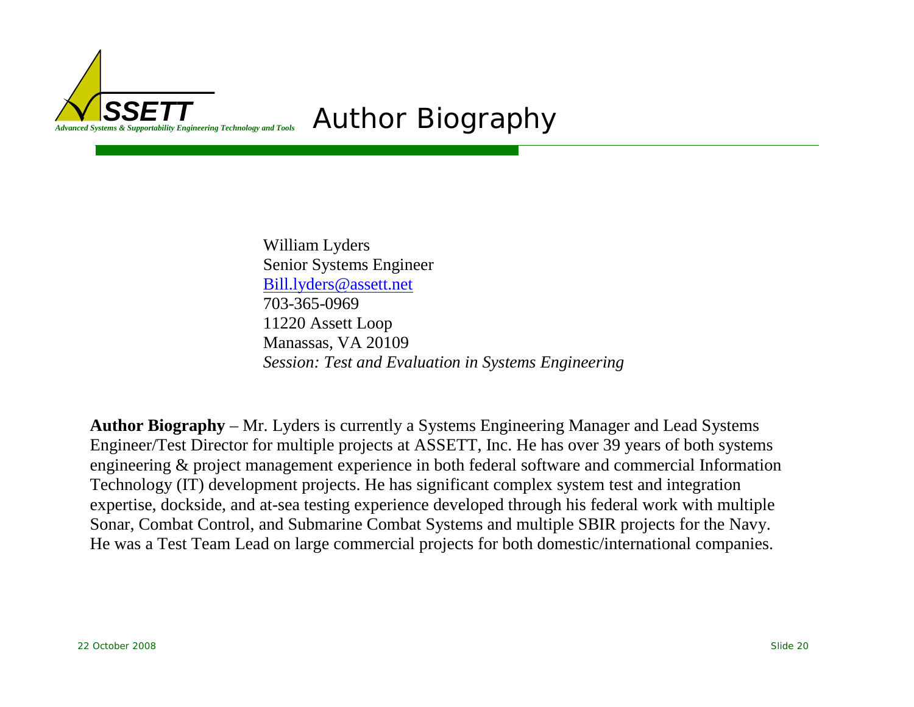# Author Biography

William Lyders
Senior Systems Engineer
Bill.lyders@assett.net
703-365-0969
11220 Assett Loop
Manassas, VA 20109
*Session: Test and Evaluation in Systems Engineering*

**Author Biography** – Mr. Lyders is currently a Systems Engineering Manager and Lead Systems Engineer/Test Director for multiple projects at ASSETT, Inc. He has over 39 years of both systems engineering & project management experience in both federal software and commercial Information Technology (IT) development projects. He has significant complex system test and integration expertise, dockside, and at-sea testing experience developed through his federal work with multiple Sonar, Combat Control, and Submarine Combat Systems and multiple SBIR projects for the Navy. He was a Test Team Lead on large commercial projects for both domestic/international companies.